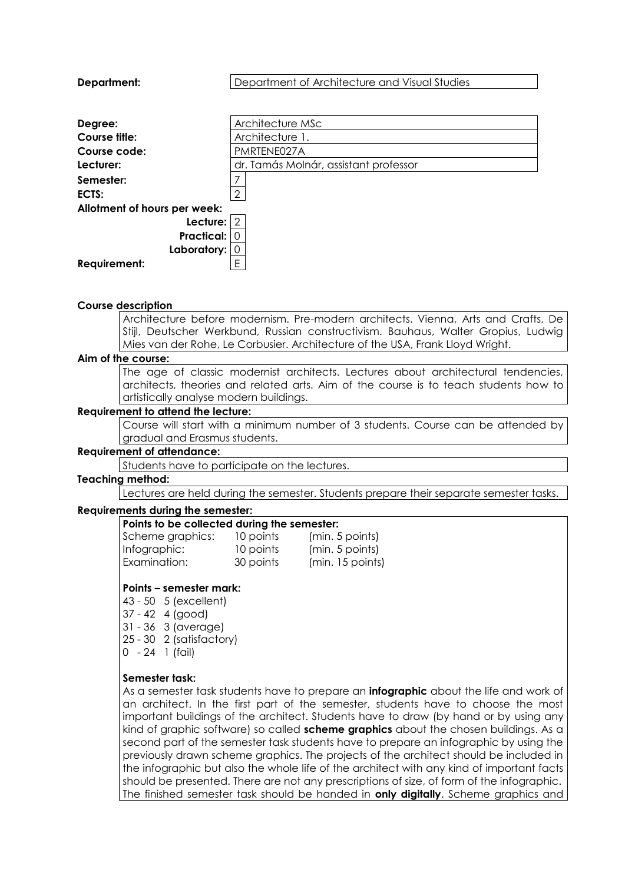**Department:** Department of Architecture and Visual Studies

**Degree:** Architecture MSc
**Course title:** Architecture 1.
**Course code:** PMRTENE027A
**Lecturer:** dr. Tamás Molnár, assistant professor
**Semester:** 7
**ECTS:** 2
**Allotment of hours per week:**
- **Lecture:** 2
- **Practical:** 0
- **Laboratory:** 0

**Requirement:** E

**Course description**

Architecture before modernism. Pre-modern architects. Vienna, Arts and Crafts, De Stijl, Deutscher Werkbund, Russian constructivism. Bauhaus, Walter Gropius, Ludwig Mies van der Rohe, Le Corbusier. Architecture of the USA, Frank Lloyd Wright.

**Aim of the course:**

The age of classic modernist architects. Lectures about architectural tendencies, architects, theories and related arts. Aim of the course is to teach students how to artistically analyse modern buildings.

**Requirement to attend the lecture:**

Course will start with a minimum number of 3 students. Course can be attended by gradual and Erasmus students.

**Requirement of attendance:**

Students have to participate on the lectures.

**Teaching method:**

Lectures are held during the semester. Students prepare their separate semester tasks.

**Requirements during the semester:**

**Points to be collected during the semester:**

| | | |
|---|---|---|
| Scheme graphics: | 10 points | (min. 5 points) |
| Infographic: | 10 points | (min. 5 points) |
| Examination: | 30 points | (min. 15 points) |

**Points – semester mark:**

43 - 50 5 (excellent)
37 - 42 4 (good)
31 - 36 3 (average)
25 - 30 2 (satisfactory)
0 - 24 1 (fail)

**Semester task:**

As a semester task students have to prepare an **infographic** about the life and work of an architect. In the first part of the semester, students have to choose the most important buildings of the architect. Students have to draw (by hand or by using any kind of graphic software) so called **scheme graphics** about the chosen buildings. As a second part of the semester task students have to prepare an infographic by using the previously drawn scheme graphics. The projects of the architect should be included in the infographic but also the whole life of the architect with any kind of important facts should be presented. There are not any prescriptions of size, of form of the infographic. The finished semester task should be handed in **only digitally**. Scheme graphics and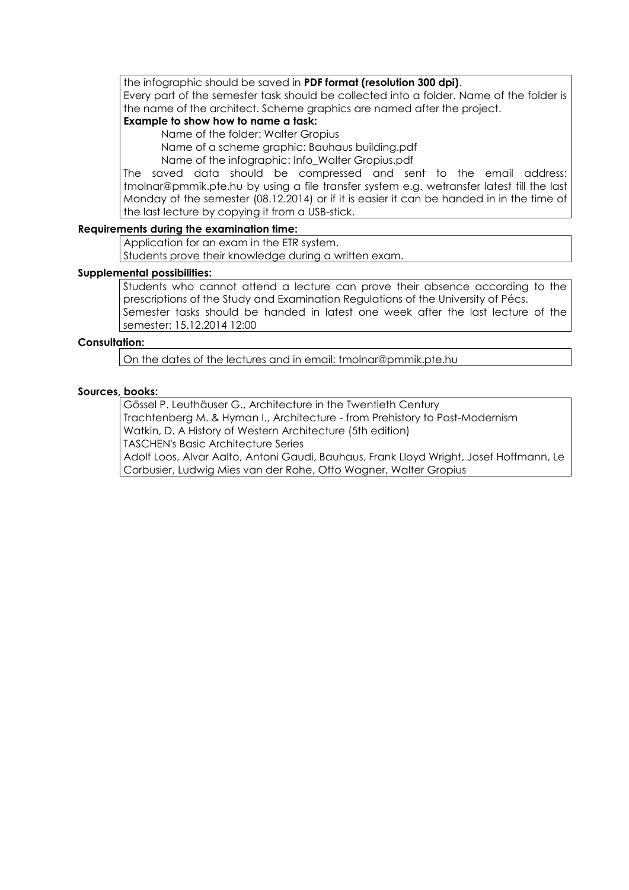the infographic should be saved in **PDF format (resolution 300 dpi)**.
Every part of the semester task should be collected into a folder. Name of the folder is the name of the architect. Scheme graphics are named after the project.

**Example to show how to name a task:**

Name of the folder: Walter Gropius
Name of a scheme graphic: Bauhaus building.pdf
Name of the infographic: Info_Walter Gropius.pdf

The saved data should be compressed and sent to the email address: tmolnar@pmmik.pte.hu by using a file transfer system e.g. wetransfer latest till the last Monday of the semester (08.12.2014) or if it is easier it can be handed in in the time of the last lecture by copying it from a USB-stick.

**Requirements during the examination time:**

Application for an exam in the ETR system.
Students prove their knowledge during a written exam.

**Supplemental possibilities:**

Students who cannot attend a lecture can prove their absence according to the prescriptions of the Study and Examination Regulations of the University of Pécs.
Semester tasks should be handed in latest one week after the last lecture of the semester: 15.12.2014 12:00

**Consultation:**

On the dates of the lectures and in email: tmolnar@pmmik.pte.hu

**Sources, books:**

Gössel P. Leuthäuser G., Architecture in the Twentieth Century
Trachtenberg M. & Hyman I., Architecture - from Prehistory to Post-Modernism
Watkin, D. A History of Western Architecture (5th edition)
TASCHEN's Basic Architecture Series
Adolf Loos, Alvar Aalto, Antoni Gaudi, Bauhaus, Frank Lloyd Wright, Josef Hoffmann, Le Corbusier, Ludwig Mies van der Rohe, Otto Wagner, Walter Gropius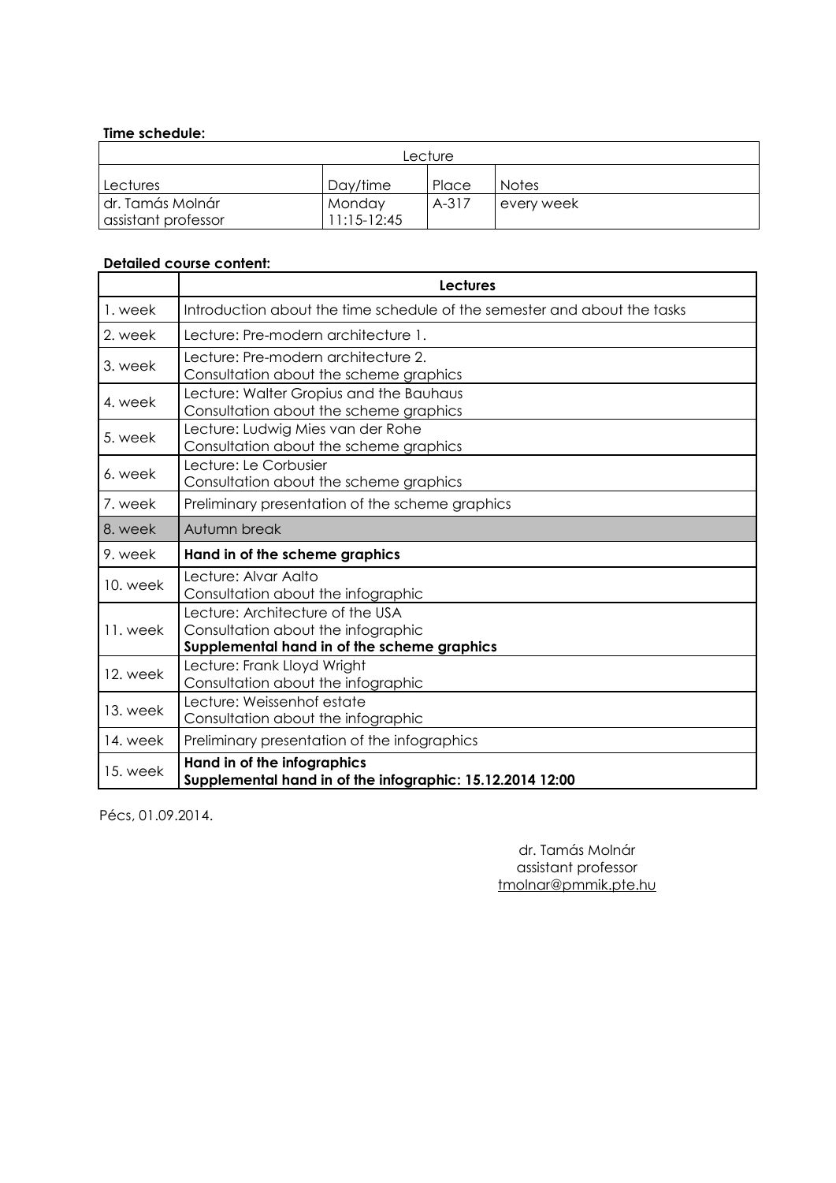**Time schedule:**

| Lecture | | | |
|---|---|---|---|
| Lectures | Day/time | Place | Notes |
| dr. Tamás Molnár<br>assistant professor | Monday<br>11:15-12:45 | A-317 | every week |

**Detailed course content:**

| | **Lectures** |
|---|---|
| 1. week | Introduction about the time schedule of the semester and about the tasks |
| 2. week | Lecture: Pre-modern architecture 1. |
| 3. week | Lecture: Pre-modern architecture 2.<br>Consultation about the scheme graphics |
| 4. week | Lecture: Walter Gropius and the Bauhaus<br>Consultation about the scheme graphics |
| 5. week | Lecture: Ludwig Mies van der Rohe<br>Consultation about the scheme graphics |
| 6. week | Lecture: Le Corbusier<br>Consultation about the scheme graphics |
| 7. week | Preliminary presentation of the scheme graphics |
| 8. week | Autumn break |
| 9. week | **Hand in of the scheme graphics** |
| 10. week | Lecture: Alvar Aalto<br>Consultation about the infographic |
| 11. week | Lecture: Architecture of the USA<br>Consultation about the infographic<br>**Supplemental hand in of the scheme graphics** |
| 12. week | Lecture: Frank Lloyd Wright<br>Consultation about the infographic |
| 13. week | Lecture: Weissenhof estate<br>Consultation about the infographic |
| 14. week | Preliminary presentation of the infographics |
| 15. week | **Hand in of the infographics**<br>**Supplemental hand in of the infographic: 15.12.2014 12:00** |

Pécs, 01.09.2014.

dr. Tamás Molnár
assistant professor
tmolnar@pmmik.pte.hu